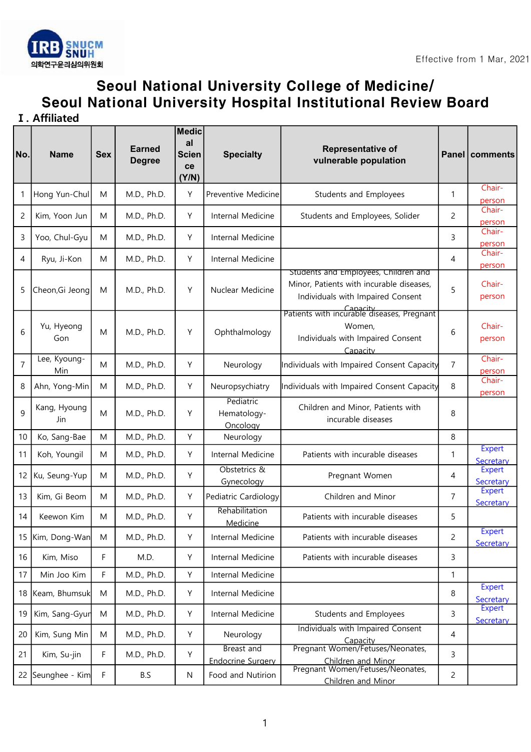IRB SNUCM SNUH 의학연구윤리심의위원회

Effective from 1 Mar, 2021

# Seoul National University College of Medicine/ Seoul National University Hospital Institutional Review Board

## Ⅰ. Affiliated

| No. | Name | Sex | Earned Degree | Medical Science (Y/N) | Specialty | Representative of vulnerable population | Panel | comments |
|---|---|---|---|---|---|---|---|---|
| 1 | Hong Yun-Chul | M | M.D., Ph.D. | Y | Preventive Medicine | Students and Employees | 1 | Chair-person |
| 2 | Kim, Yoon Jun | M | M.D., Ph.D. | Y | Internal Medicine | Students and Employees, Solider | 2 | Chair-person |
| 3 | Yoo, Chul-Gyu | M | M.D., Ph.D. | Y | Internal Medicine | | 3 | Chair-person |
| 4 | Ryu, Ji-Kon | M | M.D., Ph.D. | Y | Internal Medicine | | 4 | Chair-person |
| 5 | Cheon,Gi Jeong | M | M.D., Ph.D. | Y | Nuclear Medicine | Students and Employees, Children and Minor, Patients with incurable diseases, Individuals with Impaired Consent Capacity | 5 | Chair-person |
| 6 | Yu, Hyeong Gon | M | M.D., Ph.D. | Y | Ophthalmology | Patients with incurable diseases, Pregnant Women, Individuals with Impaired Consent Capacity | 6 | Chair-person |
| 7 | Lee, Kyoung-Min | M | M.D., Ph.D. | Y | Neurology | Individuals with Impaired Consent Capacity | 7 | Chair-person |
| 8 | Ahn, Yong-Min | M | M.D., Ph.D. | Y | Neuropsychiatry | Individuals with Impaired Consent Capacity | 8 | Chair-person |
| 9 | Kang, Hyoung Jin | M | M.D., Ph.D. | Y | Pediatric Hematology-Oncology | Children and Minor, Patients with incurable diseases | 8 | |
| 10 | Ko, Sang-Bae | M | M.D., Ph.D. | Y | Neurology | | 8 | |
| 11 | Koh, Youngil | M | M.D., Ph.D. | Y | Internal Medicine | Patients with incurable diseases | 1 | Expert Secretary |
| 12 | Ku, Seung-Yup | M | M.D., Ph.D. | Y | Obstetrics & Gynecology | Pregnant Women | 4 | Expert Secretary |
| 13 | Kim, Gi Beom | M | M.D., Ph.D. | Y | Pediatric Cardiology | Children and Minor | 7 | Expert Secretary |
| 14 | Keewon Kim | M | M.D., Ph.D. | Y | Rehabilitation Medicine | Patients with incurable diseases | 5 | |
| 15 | Kim, Dong-Wan | M | M.D., Ph.D. | Y | Internal Medicine | Patients with incurable diseases | 2 | Expert Secretary |
| 16 | Kim, Miso | F | M.D. | Y | Internal Medicine | Patients with incurable diseases | 3 | |
| 17 | Min Joo Kim | F | M.D., Ph.D. | Y | Internal Medicine | | 1 | |
| 18 | Keam, Bhumsuk | M | M.D., Ph.D. | Y | Internal Medicine | | 8 | Expert Secretary |
| 19 | Kim, Sang-Gyun | M | M.D., Ph.D. | Y | Internal Medicine | Students and Employees | 3 | Expert Secretary |
| 20 | Kim, Sung Min | M | M.D., Ph.D. | Y | Neurology | Individuals with Impaired Consent Capacity | 4 | |
| 21 | Kim, Su-jin | F | M.D., Ph.D. | Y | Breast and Endocrine Surgery | Pregnant Women/Fetuses/Neonates, Children and Minor | 3 | |
| 22 | Seunghee - Kim | F | B.S | N | Food and Nutirion | Pregnant Women/Fetuses/Neonates, Children and Minor | 2 | |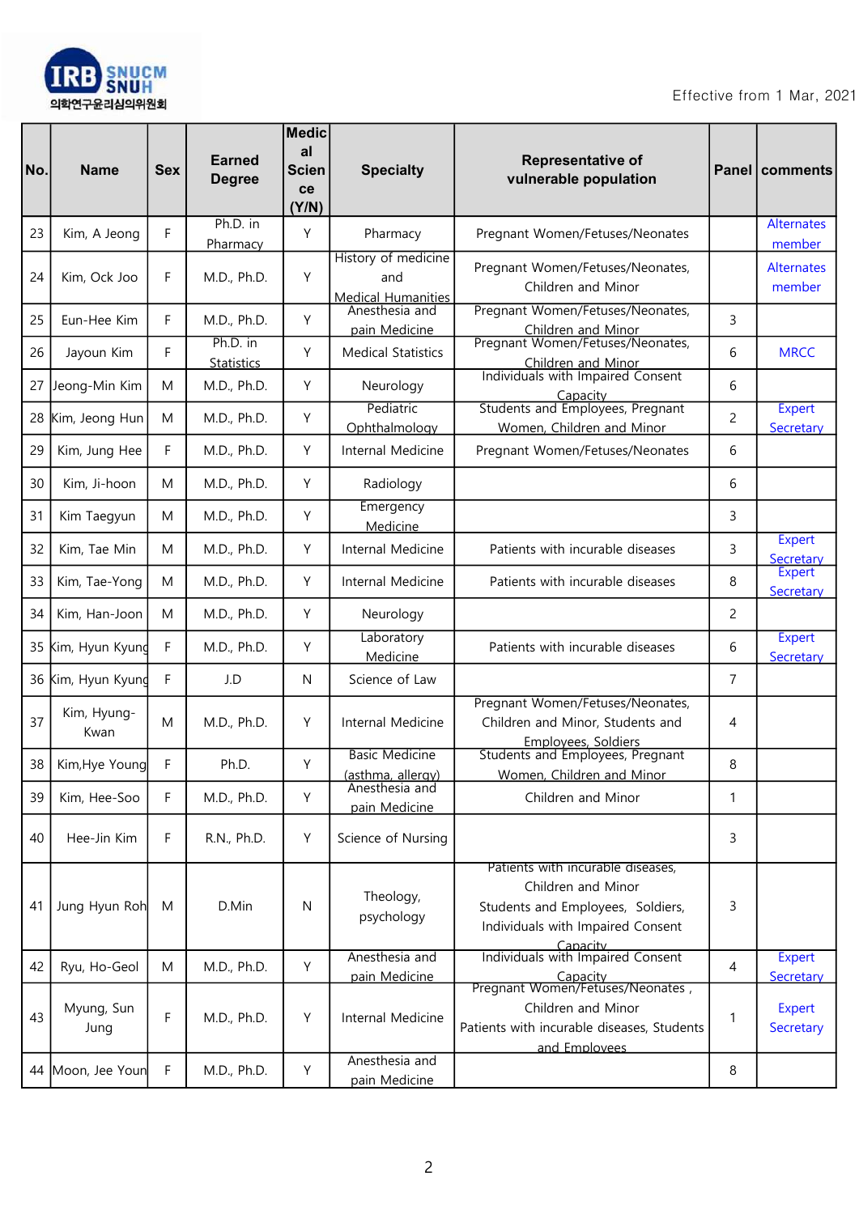Effective from 1 Mar, 2021

| No. | Name | Sex | Earned Degree | Medical Science (Y/N) | Specialty | Representative of vulnerable population | Panel | comments |
|---|---|---|---|---|---|---|---|---|
| 23 | Kim, A Jeong | F | Ph.D. in Pharmacy | Y | Pharmacy | Pregnant Women/Fetuses/Neonates | | Alternates member |
| 24 | Kim, Ock Joo | F | M.D., Ph.D. | Y | History of medicine and Medical Humanities | Pregnant Women/Fetuses/Neonates, Children and Minor | | Alternates member |
| 25 | Eun-Hee Kim | F | M.D., Ph.D. | Y | Anesthesia and pain Medicine | Pregnant Women/Fetuses/Neonates, Children and Minor | 3 | |
| 26 | Jayoun Kim | F | Ph.D. in Statistics | Y | Medical Statistics | Pregnant Women/Fetuses/Neonates, Children and Minor | 6 | MRCC |
| 27 | Jeong-Min Kim | M | M.D., Ph.D. | Y | Neurology | Individuals with Impaired Consent Capacity | 6 | |
| 28 | Kim, Jeong Hun | M | M.D., Ph.D. | Y | Pediatric Ophthalmology | Students and Employees, Pregnant Women, Children and Minor | 2 | Expert Secretary |
| 29 | Kim, Jung Hee | F | M.D., Ph.D. | Y | Internal Medicine | Pregnant Women/Fetuses/Neonates | 6 | |
| 30 | Kim, Ji-hoon | M | M.D., Ph.D. | Y | Radiology | | 6 | |
| 31 | Kim Taegyun | M | M.D., Ph.D. | Y | Emergency Medicine | | 3 | |
| 32 | Kim, Tae Min | M | M.D., Ph.D. | Y | Internal Medicine | Patients with incurable diseases | 3 | Expert Secretary |
| 33 | Kim, Tae-Yong | M | M.D., Ph.D. | Y | Internal Medicine | Patients with incurable diseases | 8 | Expert Secretary |
| 34 | Kim, Han-Joon | M | M.D., Ph.D. | Y | Neurology | | 2 | |
| 35 | Kim, Hyun Kyung | F | M.D., Ph.D. | Y | Laboratory Medicine | Patients with incurable diseases | 6 | Expert Secretary |
| 36 | Kim, Hyun Kyung | F | J.D | N | Science of Law | | 7 | |
| 37 | Kim, Hyung-Kwan | M | M.D., Ph.D. | Y | Internal Medicine | Pregnant Women/Fetuses/Neonates, Children and Minor, Students and Employees, Soldiers | 4 | |
| 38 | Kim,Hye Young | F | Ph.D. | Y | Basic Medicine (asthma, allergy) | Students and Employees, Pregnant Women, Children and Minor | 8 | |
| 39 | Kim, Hee-Soo | F | M.D., Ph.D. | Y | Anesthesia and pain Medicine | Children and Minor | 1 | |
| 40 | Hee-Jin Kim | F | R.N., Ph.D. | Y | Science of Nursing | | 3 | |
| 41 | Jung Hyun Roh | M | D.Min | N | Theology, psychology | Patients with incurable diseases, Children and Minor Students and Employees, Soldiers, Individuals with Impaired Consent Capacity | 3 | |
| 42 | Ryu, Ho-Geol | M | M.D., Ph.D. | Y | Anesthesia and pain Medicine | Individuals with Impaired Consent Capacity | 4 | Expert Secretary |
| 43 | Myung, Sun Jung | F | M.D., Ph.D. | Y | Internal Medicine | Pregnant Women/Fetuses/Neonates , Children and Minor Patients with incurable diseases, Students and Employees | 1 | Expert Secretary |
| 44 | Moon, Jee Youn | F | M.D., Ph.D. | Y | Anesthesia and pain Medicine | | 8 | |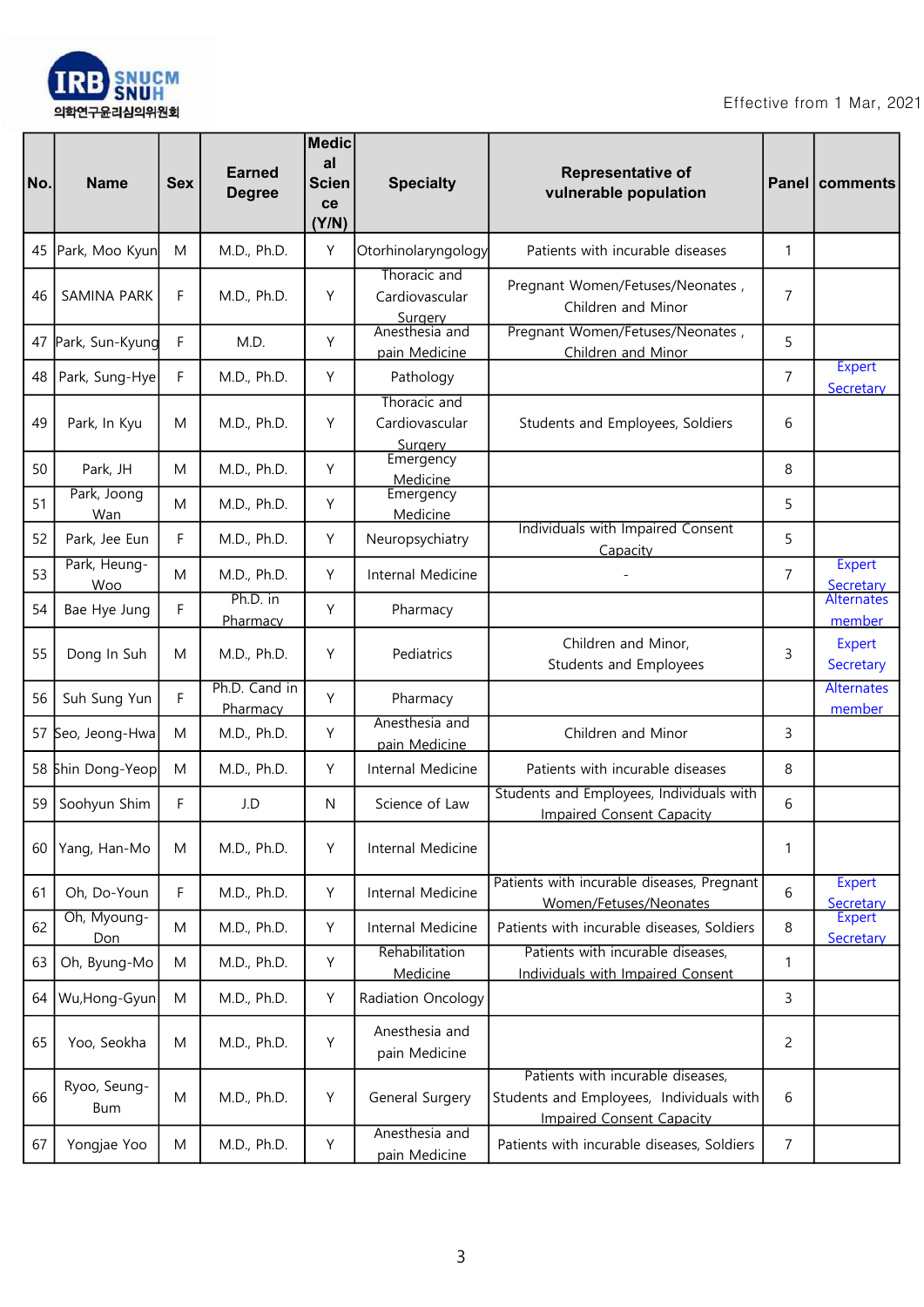Effective from 1 Mar, 2021

| No. | Name | Sex | Earned Degree | Medical Science (Y/N) | Specialty | Representative of vulnerable population | Panel | comments |
|---|---|---|---|---|---|---|---|---|
| 45 | Park, Moo Kyun | M | M.D., Ph.D. | Y | Otorhinolaryngology | Patients with incurable diseases | 1 | |
| 46 | SAMINA PARK | F | M.D., Ph.D. | Y | Thoracic and Cardiovascular Surgery | Pregnant Women/Fetuses/Neonates , Children and Minor | 7 | |
| 47 | Park, Sun-Kyung | F | M.D. | Y | Anesthesia and pain Medicine | Pregnant Women/Fetuses/Neonates , Children and Minor | 5 | |
| 48 | Park, Sung-Hye | F | M.D., Ph.D. | Y | Pathology | | 7 | Expert Secretary |
| 49 | Park, In Kyu | M | M.D., Ph.D. | Y | Thoracic and Cardiovascular Surgery | Students and Employees, Soldiers | 6 | |
| 50 | Park, JH | M | M.D., Ph.D. | Y | Emergency Medicine | | 8 | |
| 51 | Park, Joong Wan | M | M.D., Ph.D. | Y | Emergency Medicine | | 5 | |
| 52 | Park, Jee Eun | F | M.D., Ph.D. | Y | Neuropsychiatry | Individuals with Impaired Consent Capacity | 5 | |
| 53 | Park, Heung-Woo | M | M.D., Ph.D. | Y | Internal Medicine | - | 7 | Expert Secretary |
| 54 | Bae Hye Jung | F | Ph.D. in Pharmacy | Y | Pharmacy | | | Alternates member |
| 55 | Dong In Suh | M | M.D., Ph.D. | Y | Pediatrics | Children and Minor, Students and Employees | 3 | Expert Secretary |
| 56 | Suh Sung Yun | F | Ph.D. Cand in Pharmacy | Y | Pharmacy | | | Alternates member |
| 57 | Seo, Jeong-Hwa | M | M.D., Ph.D. | Y | Anesthesia and pain Medicine | Children and Minor | 3 | |
| 58 | Shin Dong-Yeop | M | M.D., Ph.D. | Y | Internal Medicine | Patients with incurable diseases | 8 | |
| 59 | Soohyun Shim | F | J.D | N | Science of Law | Students and Employees, Individuals with Impaired Consent Capacity | 6 | |
| 60 | Yang, Han-Mo | M | M.D., Ph.D. | Y | Internal Medicine | | 1 | |
| 61 | Oh, Do-Youn | F | M.D., Ph.D. | Y | Internal Medicine | Patients with incurable diseases, Pregnant Women/Fetuses/Neonates | 6 | Expert Secretary |
| 62 | Oh, Myoung-Don | M | M.D., Ph.D. | Y | Internal Medicine | Patients with incurable diseases, Soldiers | 8 | Expert Secretary |
| 63 | Oh, Byung-Mo | M | M.D., Ph.D. | Y | Rehabilitation Medicine | Patients with incurable diseases, Individuals with Impaired Consent | 1 | |
| 64 | Wu,Hong-Gyun | M | M.D., Ph.D. | Y | Radiation Oncology | | 3 | |
| 65 | Yoo, Seokha | M | M.D., Ph.D. | Y | Anesthesia and pain Medicine | | 2 | |
| 66 | Ryoo, Seung-Bum | M | M.D., Ph.D. | Y | General Surgery | Patients with incurable diseases, Students and Employees, Individuals with Impaired Consent Capacity | 6 | |
| 67 | Yongjae Yoo | M | M.D., Ph.D. | Y | Anesthesia and pain Medicine | Patients with incurable diseases, Soldiers | 7 | |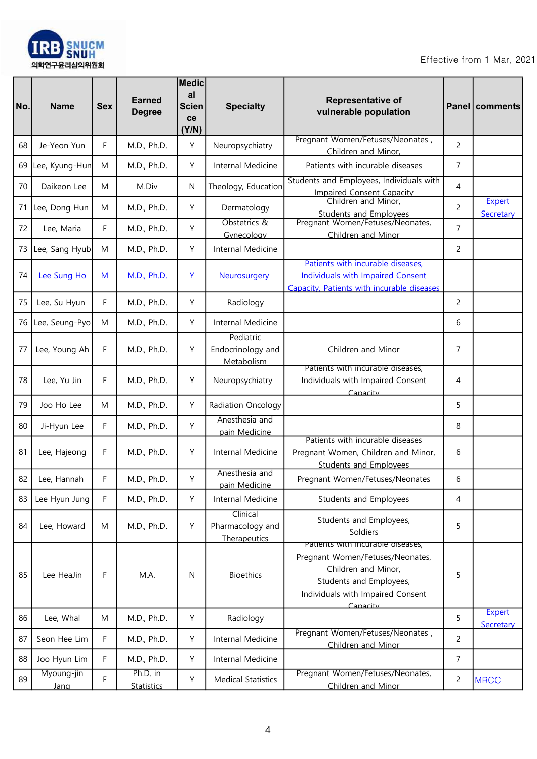IRB SNUCM SNUH 의학연구윤리심의위원회

Effective from 1 Mar, 2021

| No. | Name | Sex | Earned Degree | Medical Science (Y/N) | Specialty | Representative of vulnerable population | Panel | comments |
|---|---|---|---|---|---|---|---|---|
| 68 | Je-Yeon Yun | F | M.D., Ph.D. | Y | Neuropsychiatry | Pregnant Women/Fetuses/Neonates , Children and Minor, | 2 | |
| 69 | Lee, Kyung-Hun | M | M.D., Ph.D. | Y | Internal Medicine | Patients with incurable diseases | 7 | |
| 70 | Daikeon Lee | M | M.Div | N | Theology, Education | Students and Employees, Individuals with Impaired Consent Capacity | 4 | |
| 71 | Lee, Dong Hun | M | M.D., Ph.D. | Y | Dermatology | Children and Minor, Students and Employees | 2 | Expert Secretary |
| 72 | Lee, Maria | F | M.D., Ph.D. | Y | Obstetrics & Gynecology | Pregnant Women/Fetuses/Neonates, Children and Minor | 7 | |
| 73 | Lee, Sang Hyub | M | M.D., Ph.D. | Y | Internal Medicine | | 2 | |
| 74 | Lee Sung Ho | M | M.D., Ph.D. | Y | Neurosurgery | Patients with incurable diseases, Individuals with Impaired Consent Capacity, Patients with incurable diseases | | |
| 75 | Lee, Su Hyun | F | M.D., Ph.D. | Y | Radiology | | 2 | |
| 76 | Lee, Seung-Pyo | M | M.D., Ph.D. | Y | Internal Medicine | | 6 | |
| 77 | Lee, Young Ah | F | M.D., Ph.D. | Y | Pediatric Endocrinology and Metabolism | Children and Minor | 7 | |
| 78 | Lee, Yu Jin | F | M.D., Ph.D. | Y | Neuropsychiatry | Patients with incurable diseases, Individuals with Impaired Consent Capacity | 4 | |
| 79 | Joo Ho Lee | M | M.D., Ph.D. | Y | Radiation Oncology | | 5 | |
| 80 | Ji-Hyun Lee | F | M.D., Ph.D. | Y | Anesthesia and pain Medicine | | 8 | |
| 81 | Lee, Hajeong | F | M.D., Ph.D. | Y | Internal Medicine | Patients with incurable diseases Pregnant Women, Children and Minor, Students and Employees | 6 | |
| 82 | Lee, Hannah | F | M.D., Ph.D. | Y | Anesthesia and pain Medicine | Pregnant Women/Fetuses/Neonates | 6 | |
| 83 | Lee Hyun Jung | F | M.D., Ph.D. | Y | Internal Medicine | Students and Employees | 4 | |
| 84 | Lee, Howard | M | M.D., Ph.D. | Y | Clinical Pharmacology and Therapeutics | Students and Employees, Soldiers | 5 | |
| 85 | Lee HeaJin | F | M.A. | N | Bioethics | Patients with incurable diseases, Pregnant Women/Fetuses/Neonates, Children and Minor, Students and Employees, Individuals with Impaired Consent Capacity | 5 | |
| 86 | Lee, Whal | M | M.D., Ph.D. | Y | Radiology | | 5 | Expert Secretary |
| 87 | Seon Hee Lim | F | M.D., Ph.D. | Y | Internal Medicine | Pregnant Women/Fetuses/Neonates , Children and Minor | 2 | |
| 88 | Joo Hyun Lim | F | M.D., Ph.D. | Y | Internal Medicine | | 7 | |
| 89 | Myoung-jin Jang | F | Ph.D. in Statistics | Y | Medical Statistics | Pregnant Women/Fetuses/Neonates, Children and Minor | 2 | MRCC |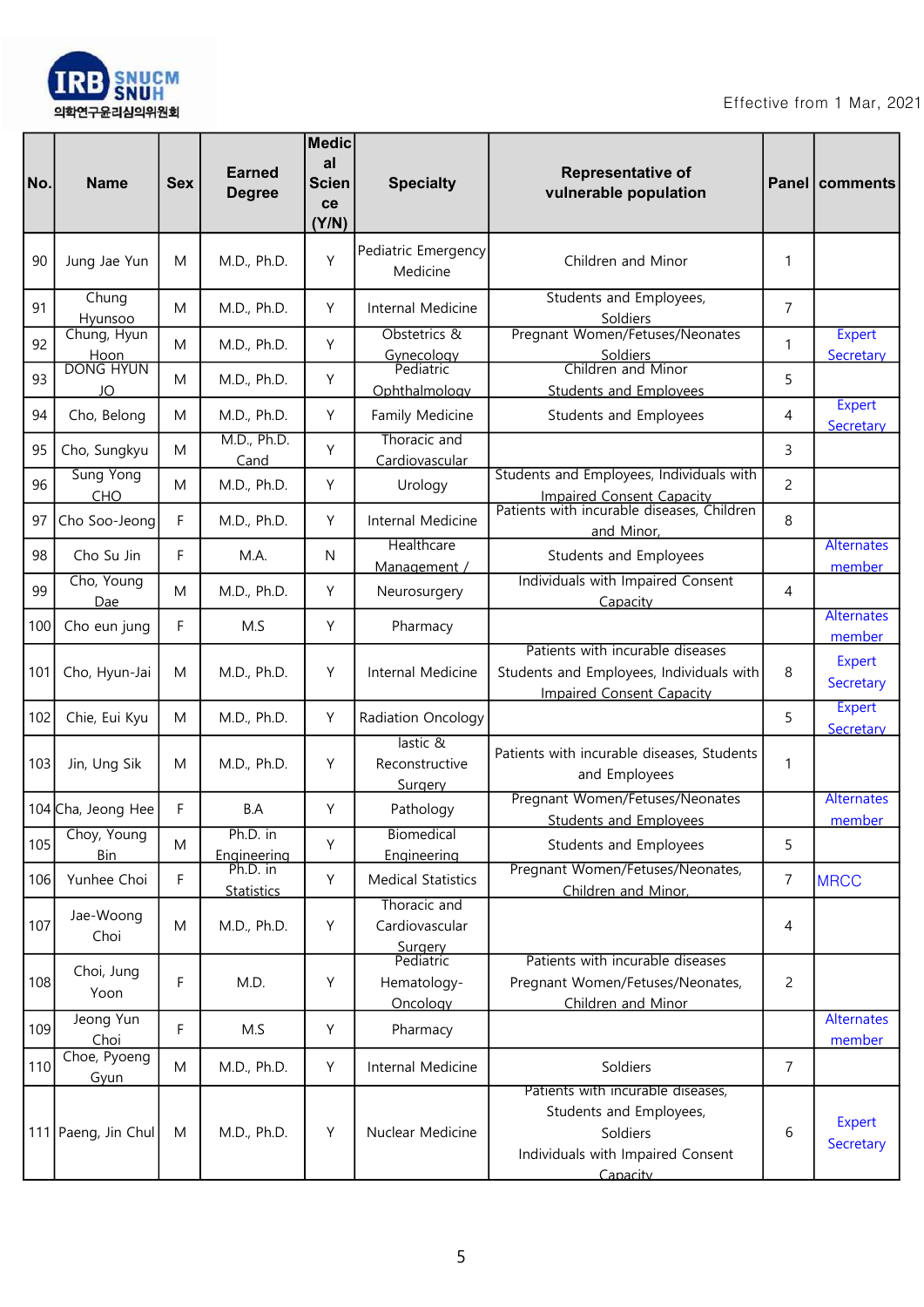Effective from 1 Mar, 2021

| No. | Name | Sex | Earned Degree | Medical Science (Y/N) | Specialty | Representative of vulnerable population | Panel | comments |
|---|---|---|---|---|---|---|---|---|
| 90 | Jung Jae Yun | M | M.D., Ph.D. | Y | Pediatric Emergency Medicine | Children and Minor | 1 | |
| 91 | Chung Hyunsoo | M | M.D., Ph.D. | Y | Internal Medicine | Students and Employees, Soldiers | 7 | |
| 92 | Chung, Hyun Hoon | M | M.D., Ph.D. | Y | Obstetrics & Gynecology | Pregnant Women/Fetuses/Neonates Soldiers | 1 | Expert Secretary |
| 93 | DONG HYUN JO | M | M.D., Ph.D. | Y | Pediatric Ophthalmology | Children and Minor Students and Employees | 5 | |
| 94 | Cho, Belong | M | M.D., Ph.D. | Y | Family Medicine | Students and Employees | 4 | Expert Secretary |
| 95 | Cho, Sungkyu | M | M.D., Ph.D. Cand | Y | Thoracic and Cardiovascular | | 3 | |
| 96 | Sung Yong CHO | M | M.D., Ph.D. | Y | Urology | Students and Employees, Individuals with Impaired Consent Capacity | 2 | |
| 97 | Cho Soo-Jeong | F | M.D., Ph.D. | Y | Internal Medicine | Patients with incurable diseases, Children and Minor, | 8 | |
| 98 | Cho Su Jin | F | M.A. | N | Healthcare Management / | Students and Employees | | Alternates member |
| 99 | Cho, Young Dae | M | M.D., Ph.D. | Y | Neurosurgery | Individuals with Impaired Consent Capacity | 4 | |
| 100 | Cho eun jung | F | M.S | Y | Pharmacy | | | Alternates member |
| 101 | Cho, Hyun-Jai | M | M.D., Ph.D. | Y | Internal Medicine | Patients with incurable diseases Students and Employees, Individuals with Impaired Consent Capacity | 8 | Expert Secretary |
| 102 | Chie, Eui Kyu | M | M.D., Ph.D. | Y | Radiation Oncology | | 5 | Expert Secretary |
| 103 | Jin, Ung Sik | M | M.D., Ph.D. | Y | lastic & Reconstructive Surgery | Patients with incurable diseases, Students and Employees | 1 | |
| 104 | Cha, Jeong Hee | F | B.A | Y | Pathology | Pregnant Women/Fetuses/Neonates Students and Employees | | Alternates member |
| 105 | Choy, Young Bin | M | Ph.D. in Engineering | Y | Biomedical Engineering | Students and Employees | 5 | |
| 106 | Yunhee Choi | F | Ph.D. in Statistics | Y | Medical Statistics | Pregnant Women/Fetuses/Neonates, Children and Minor, | 7 | MRCC |
| 107 | Jae-Woong Choi | M | M.D., Ph.D. | Y | Thoracic and Cardiovascular Surgery | | 4 | |
| 108 | Choi, Jung Yoon | F | M.D. | Y | Pediatric Hematology-Oncology | Patients with incurable diseases Pregnant Women/Fetuses/Neonates, Children and Minor | 2 | |
| 109 | Jeong Yun Choi | F | M.S | Y | Pharmacy | | | Alternates member |
| 110 | Choe, Pyoeng Gyun | M | M.D., Ph.D. | Y | Internal Medicine | Soldiers | 7 | |
| 111 | Paeng, Jin Chul | M | M.D., Ph.D. | Y | Nuclear Medicine | Patients with incurable diseases, Students and Employees, Soldiers Individuals with Impaired Consent Capacity | 6 | Expert Secretary |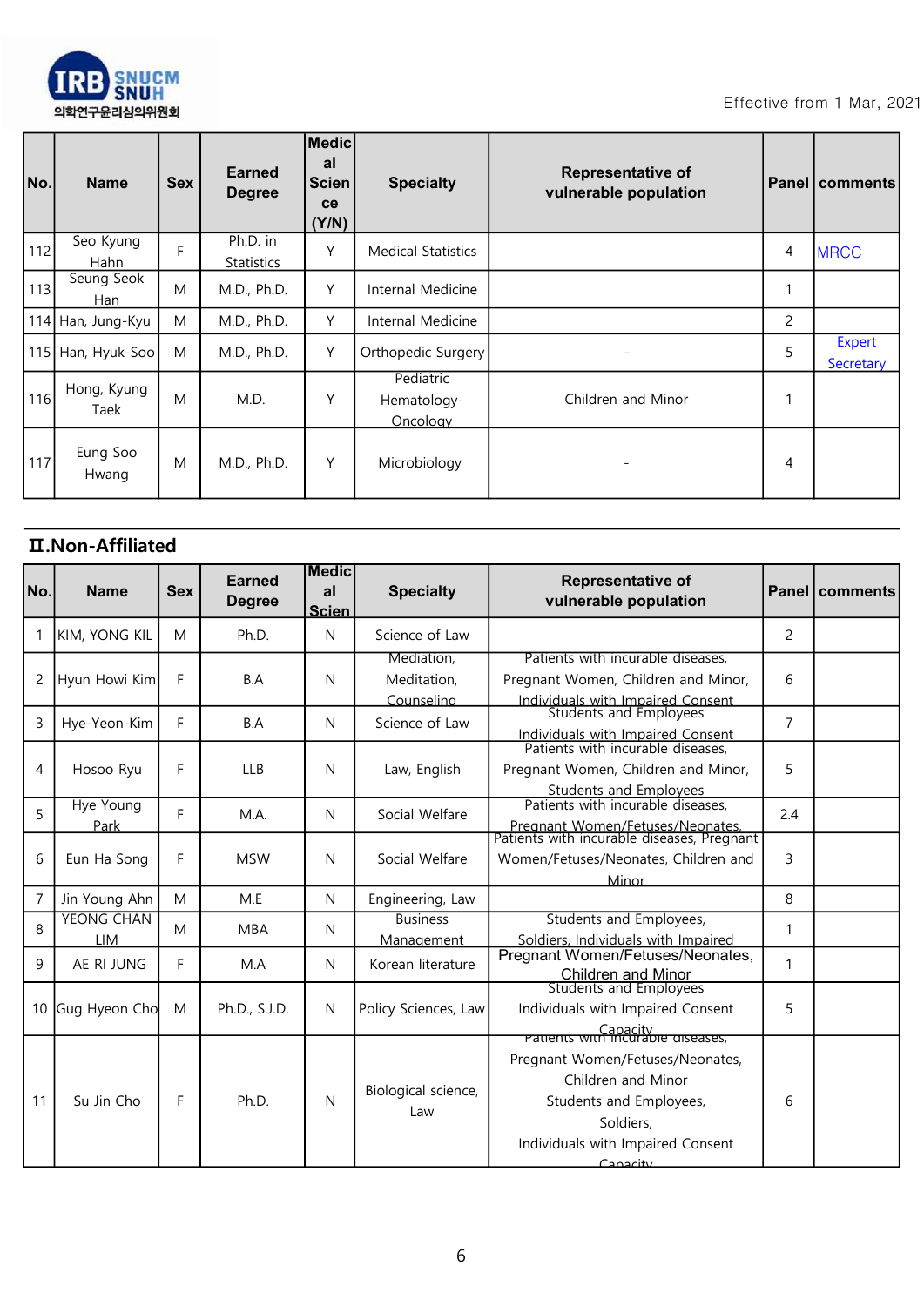Effective from 1 Mar, 2021

| No. | Name | Sex | Earned Degree | Medical Science (Y/N) | Specialty | Representative of vulnerable population | Panel | comments |
|---|---|---|---|---|---|---|---|---|
| 112 | Seo Kyung Hahn | F | Ph.D. in Statistics | Y | Medical Statistics | | 4 | MRCC |
| 113 | Seung Seok Han | M | M.D., Ph.D. | Y | Internal Medicine | | 1 | |
| 114 | Han, Jung-Kyu | M | M.D., Ph.D. | Y | Internal Medicine | | 2 | |
| 115 | Han, Hyuk-Soo | M | M.D., Ph.D. | Y | Orthopedic Surgery | - | 5 | Expert Secretary |
| 116 | Hong, Kyung Taek | M | M.D. | Y | Pediatric Hematology-Oncology | Children and Minor | 1 | |
| 117 | Eung Soo Hwang | M | M.D., Ph.D. | Y | Microbiology | - | 4 | |

## II.Non-Affiliated

| No. | Name | Sex | Earned Degree | Medical Scien | Specialty | Representative of vulnerable population | Panel | comments |
|---|---|---|---|---|---|---|---|---|
| 1 | KIM, YONG KIL | M | Ph.D. | N | Science of Law | | 2 | |
| 2 | Hyun Howi Kim | F | B.A | N | Mediation, Meditation, Counseling | Patients with incurable diseases, Pregnant Women, Children and Minor, Individuals with Impaired Consent | 6 | |
| 3 | Hye-Yeon-Kim | F | B.A | N | Science of Law | Students and Employees Individuals with Impaired Consent | 7 | |
| 4 | Hosoo Ryu | F | LLB | N | Law, English | Patients with incurable diseases, Pregnant Women, Children and Minor, Students and Employees | 5 | |
| 5 | Hye Young Park | F | M.A. | N | Social Welfare | Patients with incurable diseases, Pregnant Women/Fetuses/Neonates, | 2.4 | |
| 6 | Eun Ha Song | F | MSW | N | Social Welfare | Patients with incurable diseases, Pregnant Women/Fetuses/Neonates, Children and Minor | 3 | |
| 7 | Jin Young Ahn | M | M.E | N | Engineering, Law | | 8 | |
| 8 | YEONG CHAN LIM | M | MBA | N | Business Management | Students and Employees, Soldiers, Individuals with Impaired | 1 | |
| 9 | AE RI JUNG | F | M.A | N | Korean literature | Pregnant Women/Fetuses/Neonates, Children and Minor | 1 | |
| 10 | Gug Hyeon Cho | M | Ph.D., S.J.D. | N | Policy Sciences, Law | Students and Employees Individuals with Impaired Consent Capacity | 5 | |
| 11 | Su Jin Cho | F | Ph.D. | N | Biological science, Law | Patients with incurable diseases, Pregnant Women/Fetuses/Neonates, Children and Minor Students and Employees, Soldiers, Individuals with Impaired Consent Capacity | 6 | |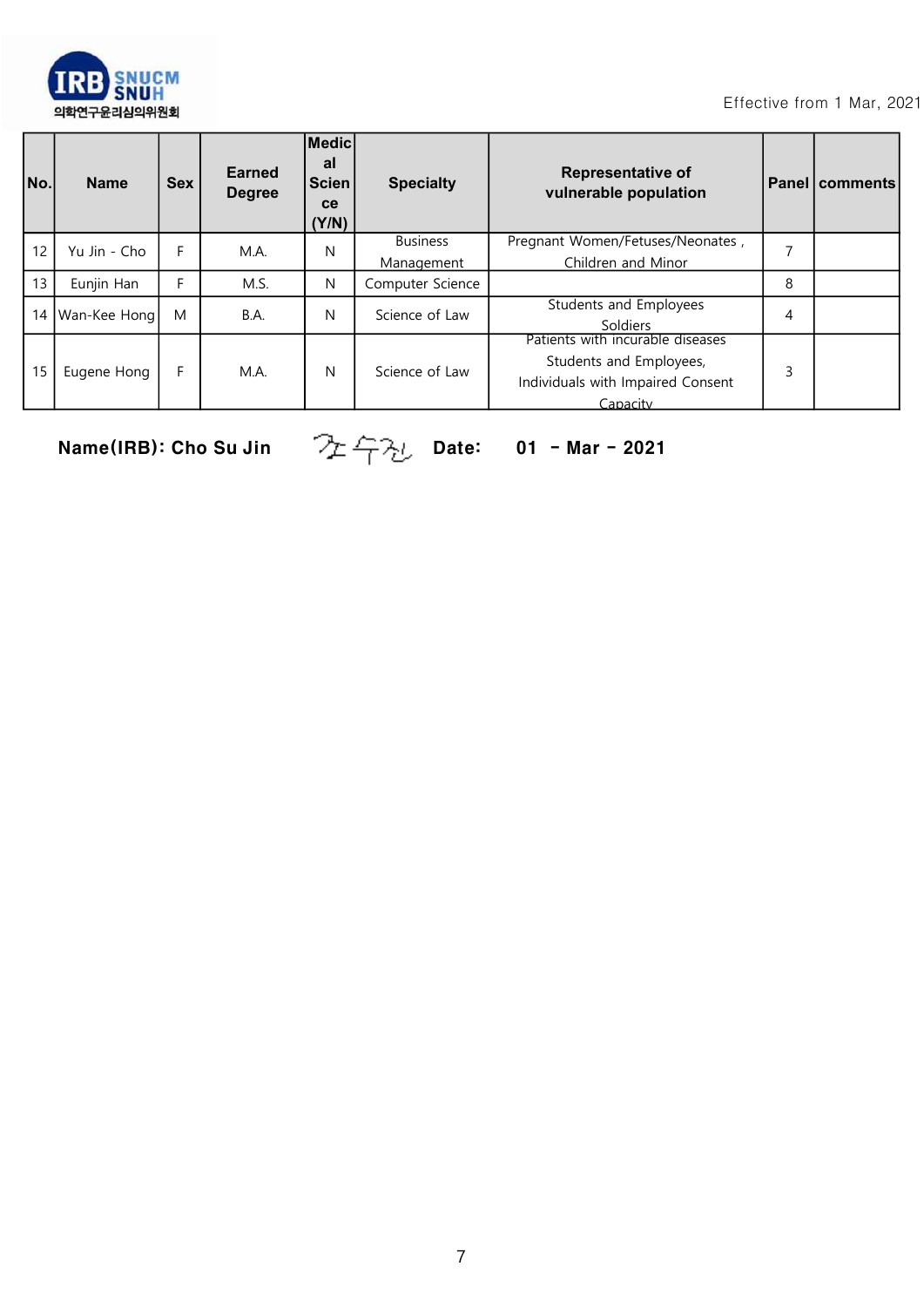Effective from 1 Mar, 2021

| No. | Name | Sex | Earned Degree | Medical Science (Y/N) | Specialty | Representative of vulnerable population | Panel | comments |
|---|---|---|---|---|---|---|---|---|
| 12 | Yu Jin - Cho | F | M.A. | N | Business Management | Pregnant Women/Fetuses/Neonates , Children and Minor | 7 | |
| 13 | Eunjin Han | F | M.S. | N | Computer Science | | 8 | |
| 14 | Wan-Kee Hong | M | B.A. | N | Science of Law | Students and Employees Soldiers | 4 | |
| 15 | Eugene Hong | F | M.A. | N | Science of Law | Patients with incurable diseases Students and Employees, Individuals with Impaired Consent Capacity | 3 | |

**Name(IRB): Cho Su Jin** 조수진 **Date: 01 - Mar - 2021**